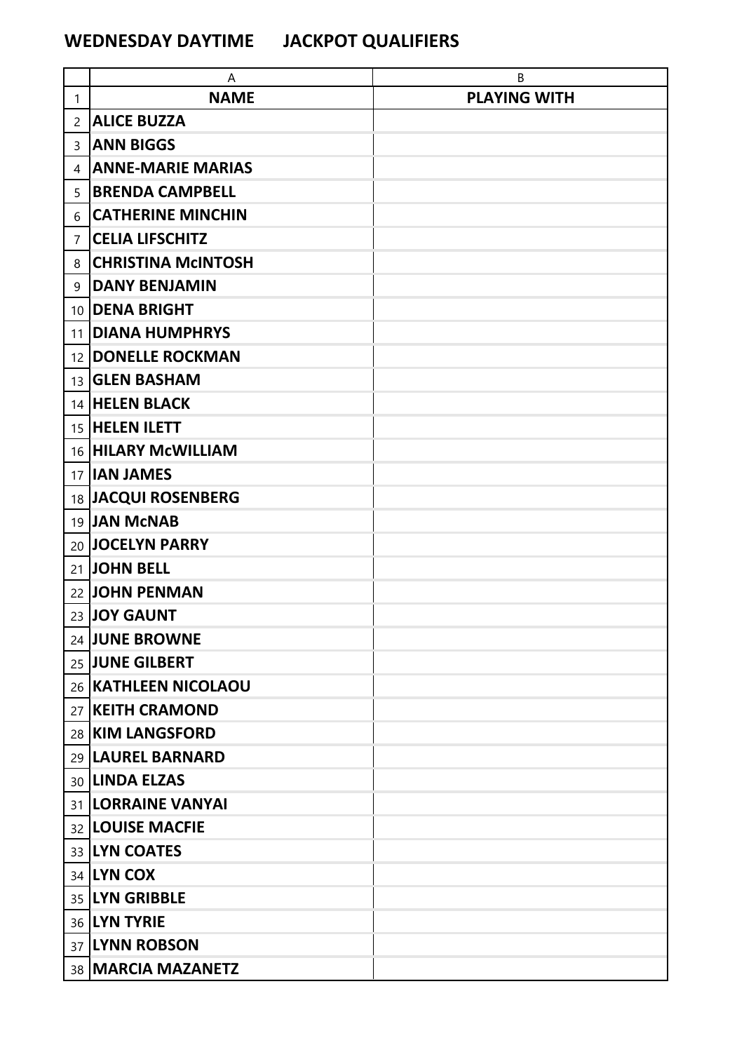# WEDNESDAY DAYTIME JACKPOT QUALIFIERS

| | A | B |
|---|---|---|
| 1 | **NAME** | **PLAYING WITH** |
| 2 | **ALICE BUZZA** | |
| 3 | **ANN BIGGS** | |
| 4 | **ANNE-MARIE MARIAS** | |
| 5 | **BRENDA CAMPBELL** | |
| 6 | **CATHERINE MINCHIN** | |
| 7 | **CELIA LIFSCHITZ** | |
| 8 | **CHRISTINA McINTOSH** | |
| 9 | **DANY BENJAMIN** | |
| 10 | **DENA BRIGHT** | |
| 11 | **DIANA HUMPHRYS** | |
| 12 | **DONELLE ROCKMAN** | |
| 13 | **GLEN BASHAM** | |
| 14 | **HELEN BLACK** | |
| 15 | **HELEN ILETT** | |
| 16 | **HILARY McWILLIAM** | |
| 17 | **IAN JAMES** | |
| 18 | **JACQUI ROSENBERG** | |
| 19 | **JAN McNAB** | |
| 20 | **JOCELYN PARRY** | |
| 21 | **JOHN BELL** | |
| 22 | **JOHN PENMAN** | |
| 23 | **JOY GAUNT** | |
| 24 | **JUNE BROWNE** | |
| 25 | **JUNE GILBERT** | |
| 26 | **KATHLEEN NICOLAOU** | |
| 27 | **KEITH CRAMOND** | |
| 28 | **KIM LANGSFORD** | |
| 29 | **LAUREL BARNARD** | |
| 30 | **LINDA ELZAS** | |
| 31 | **LORRAINE VANYAI** | |
| 32 | **LOUISE MACFIE** | |
| 33 | **LYN COATES** | |
| 34 | **LYN COX** | |
| 35 | **LYN GRIBBLE** | |
| 36 | **LYN TYRIE** | |
| 37 | **LYNN ROBSON** | |
| 38 | **MARCIA MAZANETZ** | |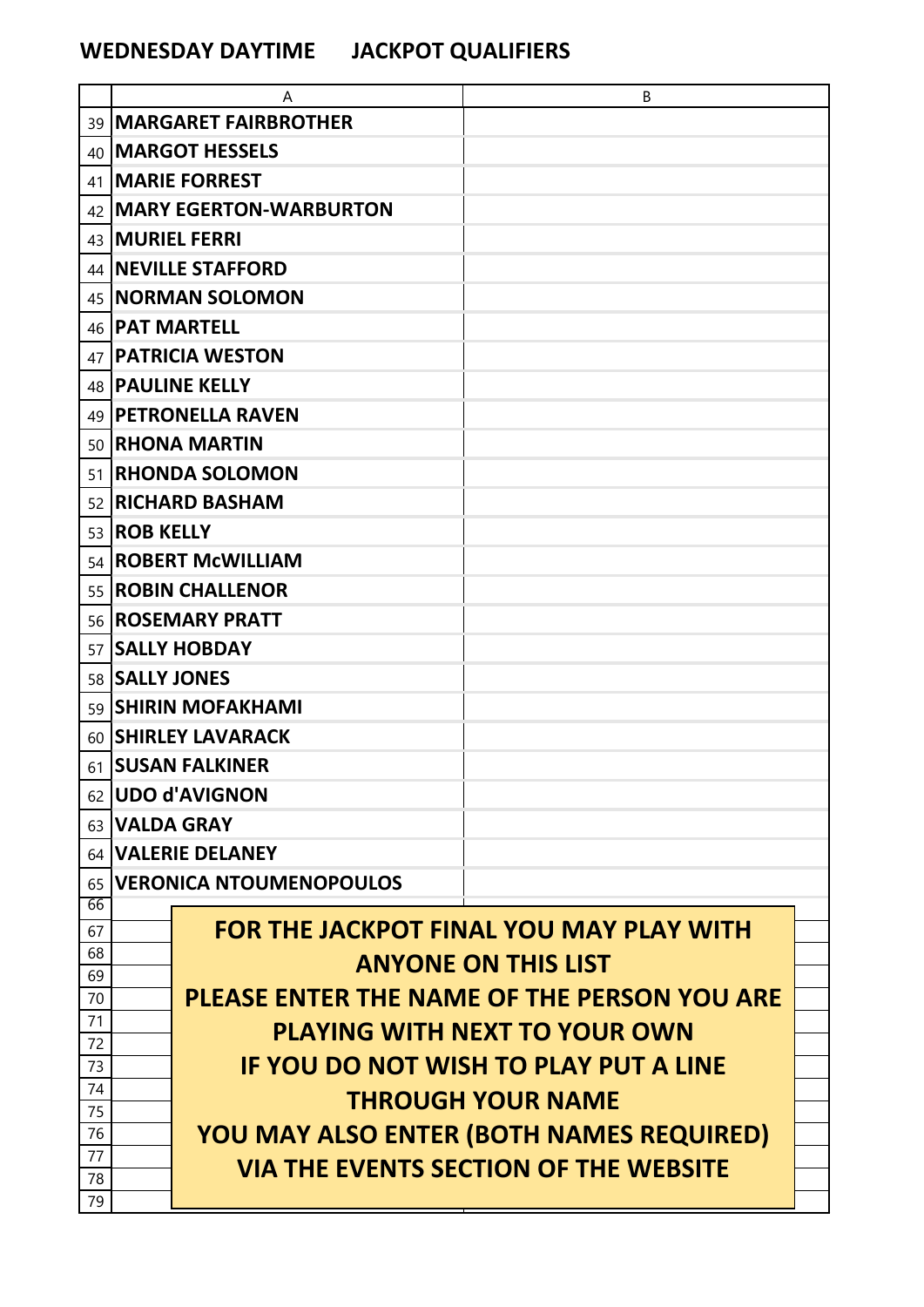## WEDNESDAY DAYTIME JACKPOT QUALIFIERS

| | A | B |
|---|---|---|
| 39 | MARGARET FAIRBROTHER | |
| 40 | MARGOT HESSELS | |
| 41 | MARIE FORREST | |
| 42 | MARY EGERTON-WARBURTON | |
| 43 | MURIEL FERRI | |
| 44 | NEVILLE STAFFORD | |
| 45 | NORMAN SOLOMON | |
| 46 | PAT MARTELL | |
| 47 | PATRICIA WESTON | |
| 48 | PAULINE KELLY | |
| 49 | PETRONELLA RAVEN | |
| 50 | RHONA MARTIN | |
| 51 | RHONDA SOLOMON | |
| 52 | RICHARD BASHAM | |
| 53 | ROB KELLY | |
| 54 | ROBERT McWILLIAM | |
| 55 | ROBIN CHALLENOR | |
| 56 | ROSEMARY PRATT | |
| 57 | SALLY HOBDAY | |
| 58 | SALLY JONES | |
| 59 | SHIRIN MOFAKHAMI | |
| 60 | SHIRLEY LAVARACK | |
| 61 | SUSAN FALKINER | |
| 62 | UDO d'AVIGNON | |
| 63 | VALDA GRAY | |
| 64 | VALERIE DELANEY | |
| 65 | VERONICA NTOUMENOPOULOS | |

**FOR THE JACKPOT FINAL YOU MAY PLAY WITH ANYONE ON THIS LIST**

**PLEASE ENTER THE NAME OF THE PERSON YOU ARE PLAYING WITH NEXT TO YOUR OWN**

**IF YOU DO NOT WISH TO PLAY PUT A LINE THROUGH YOUR NAME**

**YOU MAY ALSO ENTER (BOTH NAMES REQUIRED) VIA THE EVENTS SECTION OF THE WEBSITE**